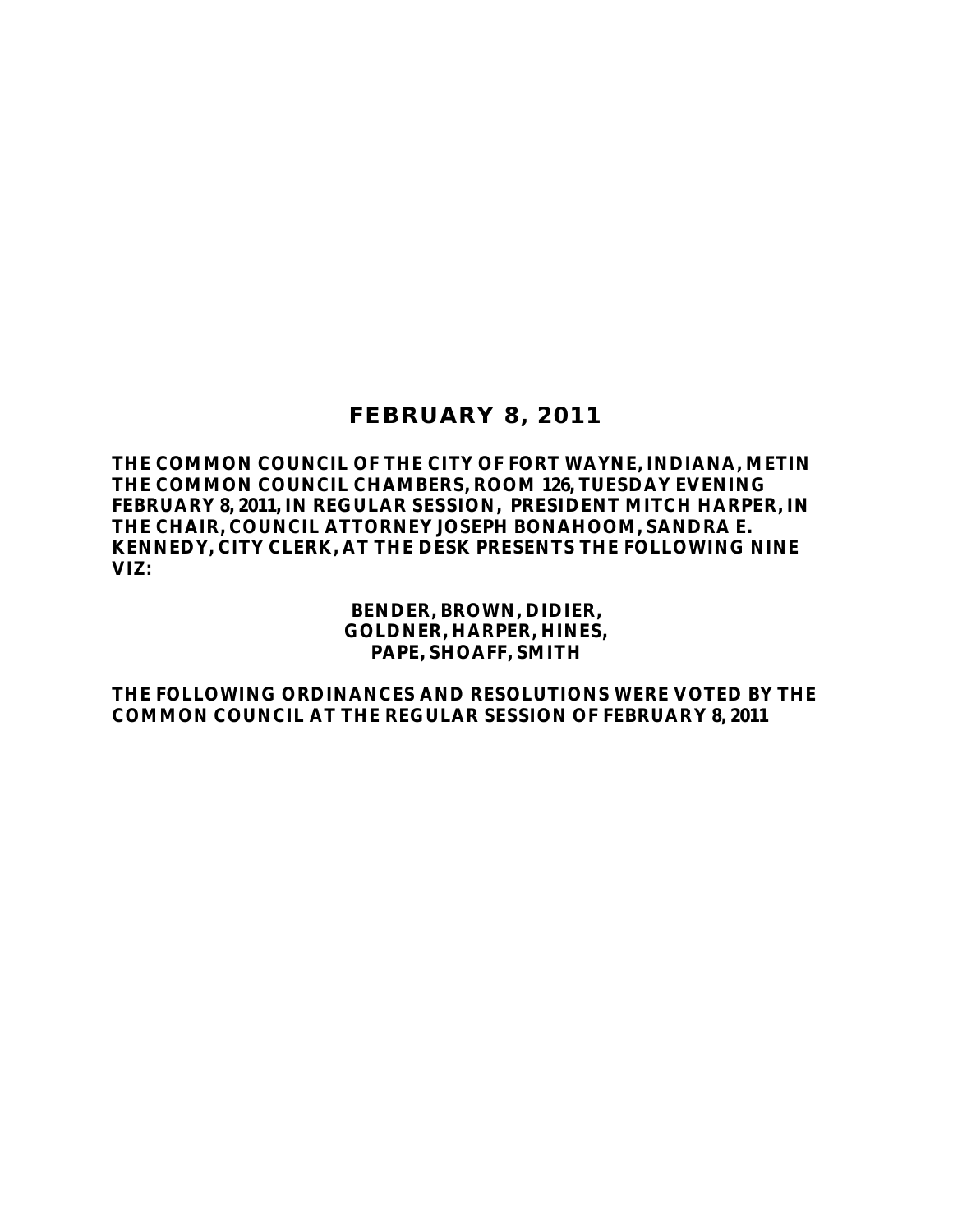# FEBRUARY 8, 2011

**THE COMMON COUNCIL OF THE CITY OF FORT WAYNE, INDIANA, METIN THE COMMON COUNCIL CHAMBERS, ROOM 126, TUESDAY EVENING FEBRUARY 8, 2011, IN REGULAR SESSION, PRESIDENT MITCH HARPER, IN THE CHAIR, COUNCIL ATTORNEY JOSEPH BONAHOOM, SANDRA E. KENNEDY, CITY CLERK, AT THE DESK PRESENTS THE FOLLOWING NINE VIZ:**

**BENDER, BROWN, DIDIER,**
**GOLDNER, HARPER, HINES,**
**PAPE, SHOAFF, SMITH**

**THE FOLLOWING ORDINANCES AND RESOLUTIONS WERE VOTED BY THE COMMON COUNCIL AT THE REGULAR SESSION OF FEBRUARY 8, 2011**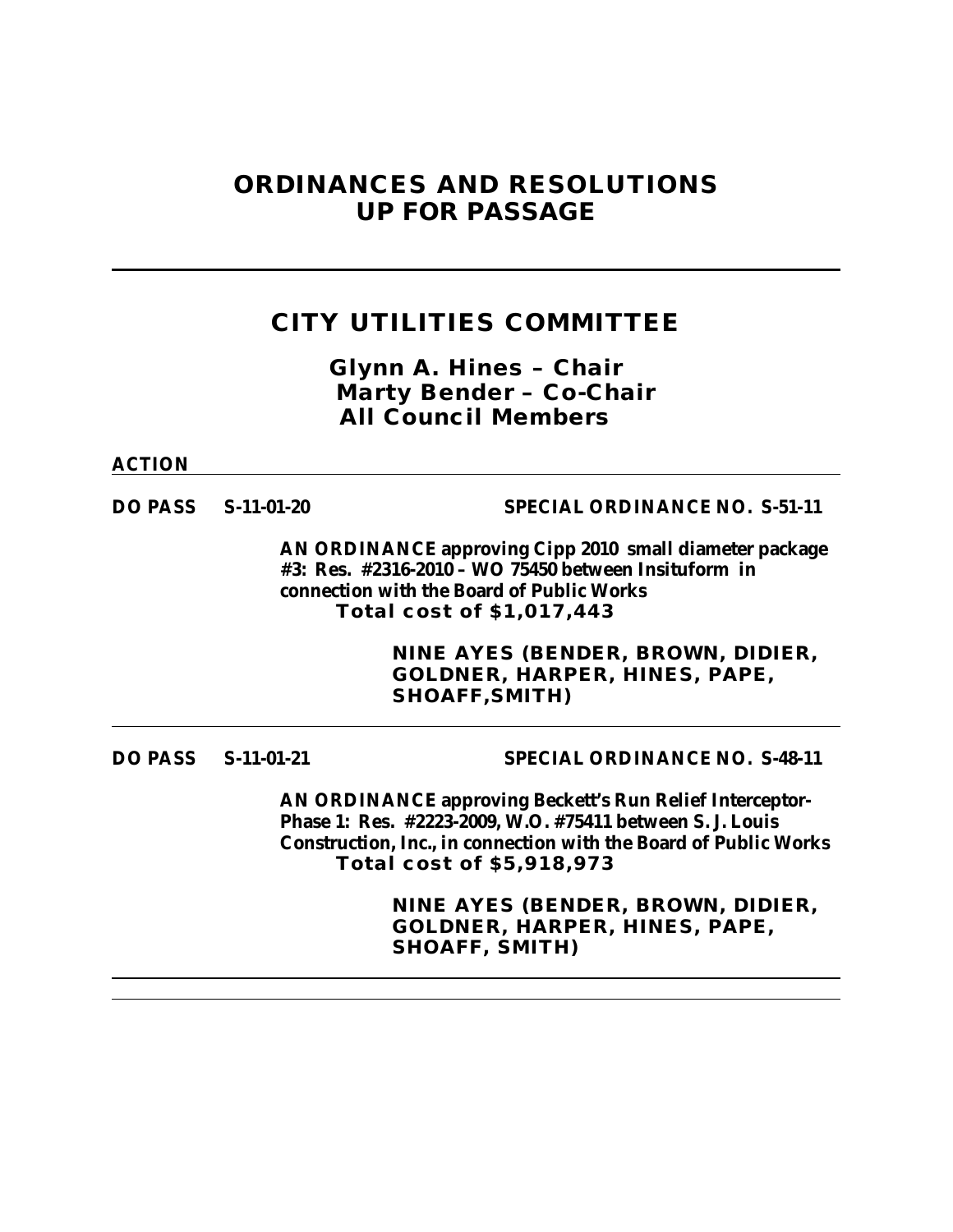# ORDINANCES AND RESOLUTIONS UP FOR PASSAGE

---

## CITY UTILITIES COMMITTEE

**Glynn A. Hines – Chair**
**Marty Bender – Co-Chair**
**All Council Members**

**ACTION**

---

**DO PASS S-11-01-20** **SPECIAL ORDINANCE NO. S-51-11**

**AN ORDINANCE approving Cipp 2010 small diameter package #3: Res. #2316-2010 – WO 75450 between Insituform in connection with the Board of Public Works**
**Total cost of $1,017,443**

**NINE AYES (BENDER, BROWN, DIDIER, GOLDNER, HARPER, HINES, PAPE, SHOAFF,SMITH)**

---

**DO PASS S-11-01-21** **SPECIAL ORDINANCE NO. S-48-11**

**AN ORDINANCE approving Beckett's Run Relief Interceptor-Phase 1: Res. #2223-2009, W.O. #75411 between S. J. Louis Construction, Inc., in connection with the Board of Public Works**
**Total cost of $5,918,973**

**NINE AYES (BENDER, BROWN, DIDIER, GOLDNER, HARPER, HINES, PAPE, SHOAFF, SMITH)**

---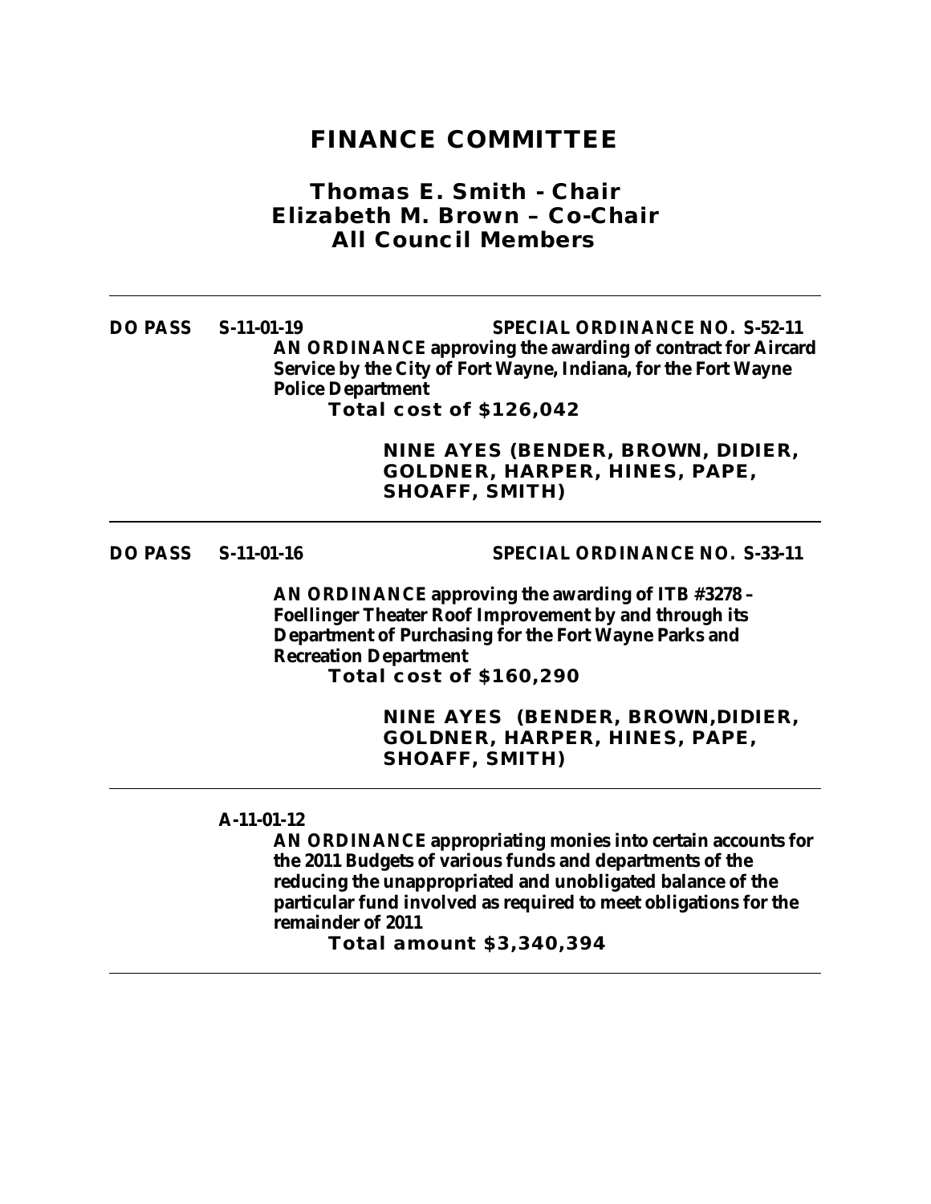# FINANCE COMMITTEE

## Thomas E. Smith - Chair
## Elizabeth M. Brown – Co-Chair
## All Council Members

---

**DO PASS S-11-01-19 SPECIAL ORDINANCE NO. S-52-11**

**AN ORDINANCE approving the awarding of contract for Aircard Service by the City of Fort Wayne, Indiana, for the Fort Wayne Police Department**

**Total cost of $126,042**

**NINE AYES (BENDER, BROWN, DIDIER, GOLDNER, HARPER, HINES, PAPE, SHOAFF, SMITH)**

---

**DO PASS S-11-01-16 SPECIAL ORDINANCE NO. S-33-11**

**AN ORDINANCE approving the awarding of ITB #3278 – Foellinger Theater Roof Improvement by and through its Department of Purchasing for the Fort Wayne Parks and Recreation Department**

**Total cost of $160,290**

**NINE AYES (BENDER, BROWN,DIDIER, GOLDNER, HARPER, HINES, PAPE, SHOAFF, SMITH)**

---

**A-11-01-12**

**AN ORDINANCE appropriating monies into certain accounts for the 2011 Budgets of various funds and departments of the reducing the unappropriated and unobligated balance of the particular fund involved as required to meet obligations for the remainder of 2011**

**Total amount $3,340,394**

---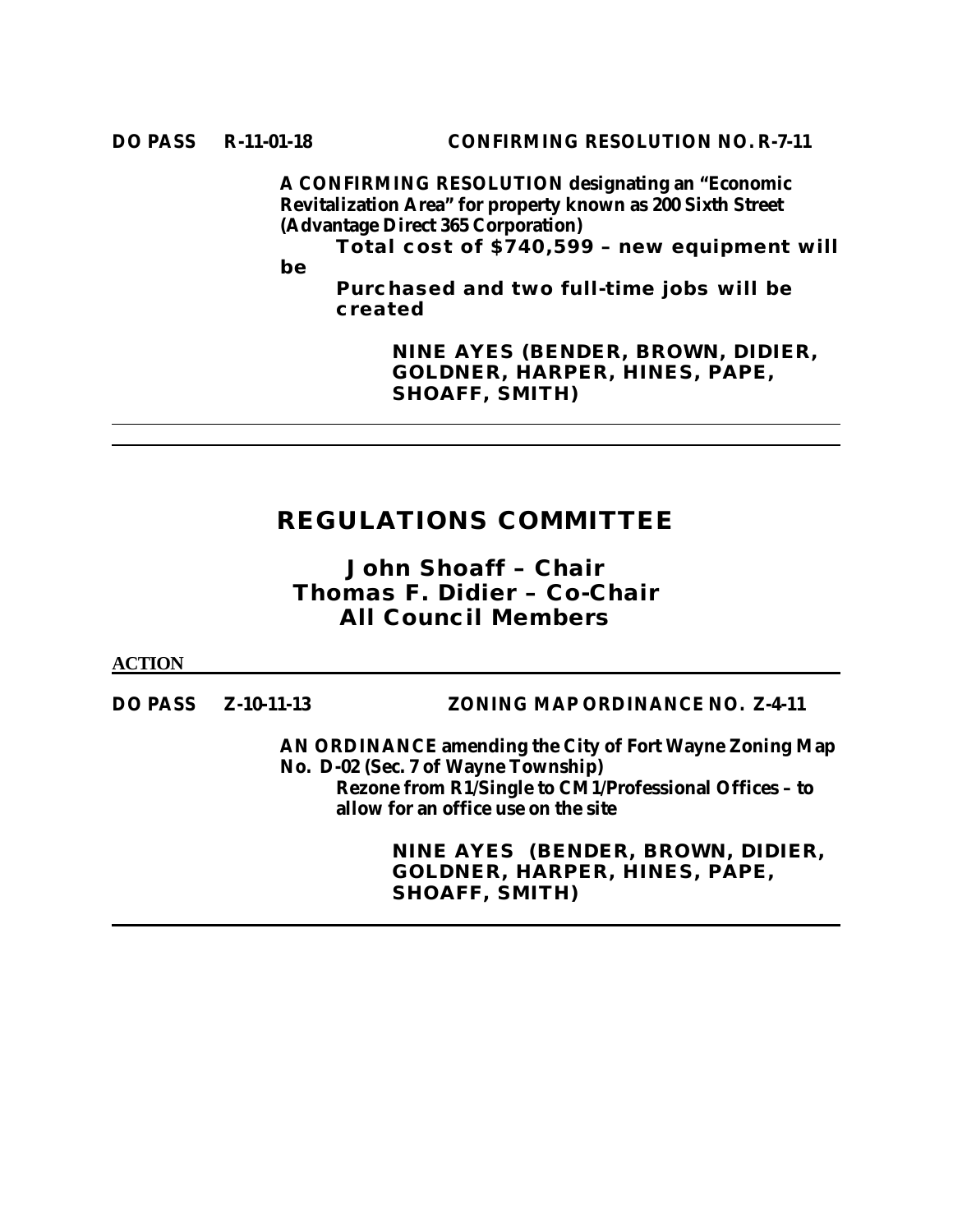**DO PASS R-11-01-18 CONFIRMING RESOLUTION NO. R-7-11**

**A CONFIRMING RESOLUTION designating an "Economic Revitalization Area" for property known as 200 Sixth Street (Advantage Direct 365 Corporation)**

**Total cost of $740,599 – new equipment will be Purchased and two full-time jobs will be created**

**NINE AYES (BENDER, BROWN, DIDIER, GOLDNER, HARPER, HINES, PAPE, SHOAFF, SMITH)**

---

## REGULATIONS COMMITTEE

### John Shoaff – Chair
### Thomas F. Didier – Co-Chair
### All Council Members

**ACTION**

---

**DO PASS Z-10-11-13 ZONING MAP ORDINANCE NO. Z-4-11**

**AN ORDINANCE amending the City of Fort Wayne Zoning Map No. D-02 (Sec. 7 of Wayne Township)**

**Rezone from R1/Single to CM1/Professional Offices – to allow for an office use on the site**

**NINE AYES (BENDER, BROWN, DIDIER, GOLDNER, HARPER, HINES, PAPE, SHOAFF, SMITH)**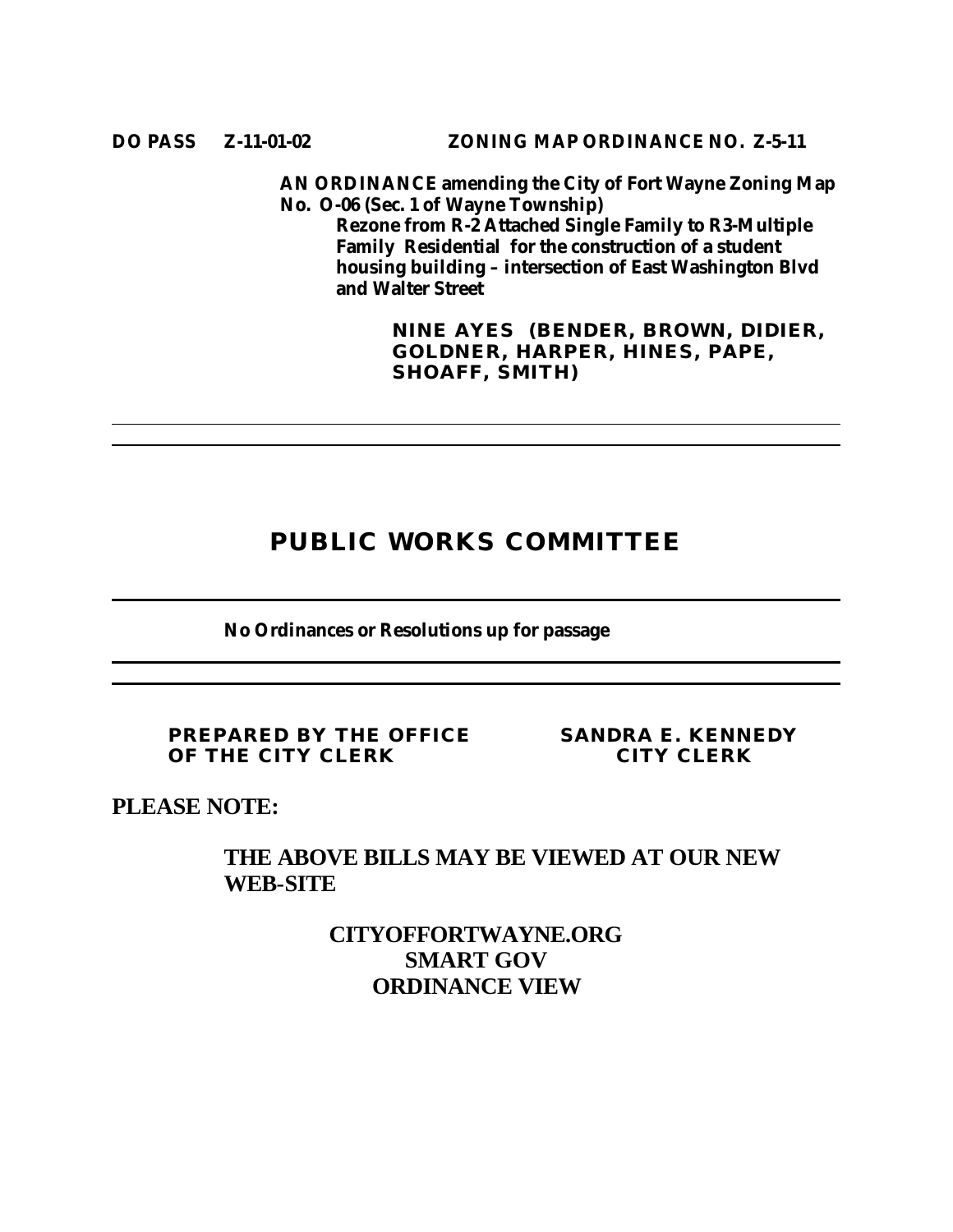**DO PASS Z-11-01-02 ZONING MAP ORDINANCE NO. Z-5-11**

**AN ORDINANCE amending the City of Fort Wayne Zoning Map No. O-06 (Sec. 1 of Wayne Township)**
**Rezone from R-2 Attached Single Family to R3-Multiple Family Residential for the construction of a student housing building – intersection of East Washington Blvd and Walter Street**

**NINE AYES (BENDER, BROWN, DIDIER, GOLDNER, HARPER, HINES, PAPE, SHOAFF, SMITH)**

---

## PUBLIC WORKS COMMITTEE

---

**No Ordinances or Resolutions up for passage**

---

**PREPARED BY THE OFFICE OF THE CITY CLERK** **SANDRA E. KENNEDY CITY CLERK**

**PLEASE NOTE:**

**THE ABOVE BILLS MAY BE VIEWED AT OUR NEW WEB-SITE**

**CITYOFFORTWAYNE.ORG**
**SMART GOV**
**ORDINANCE VIEW**